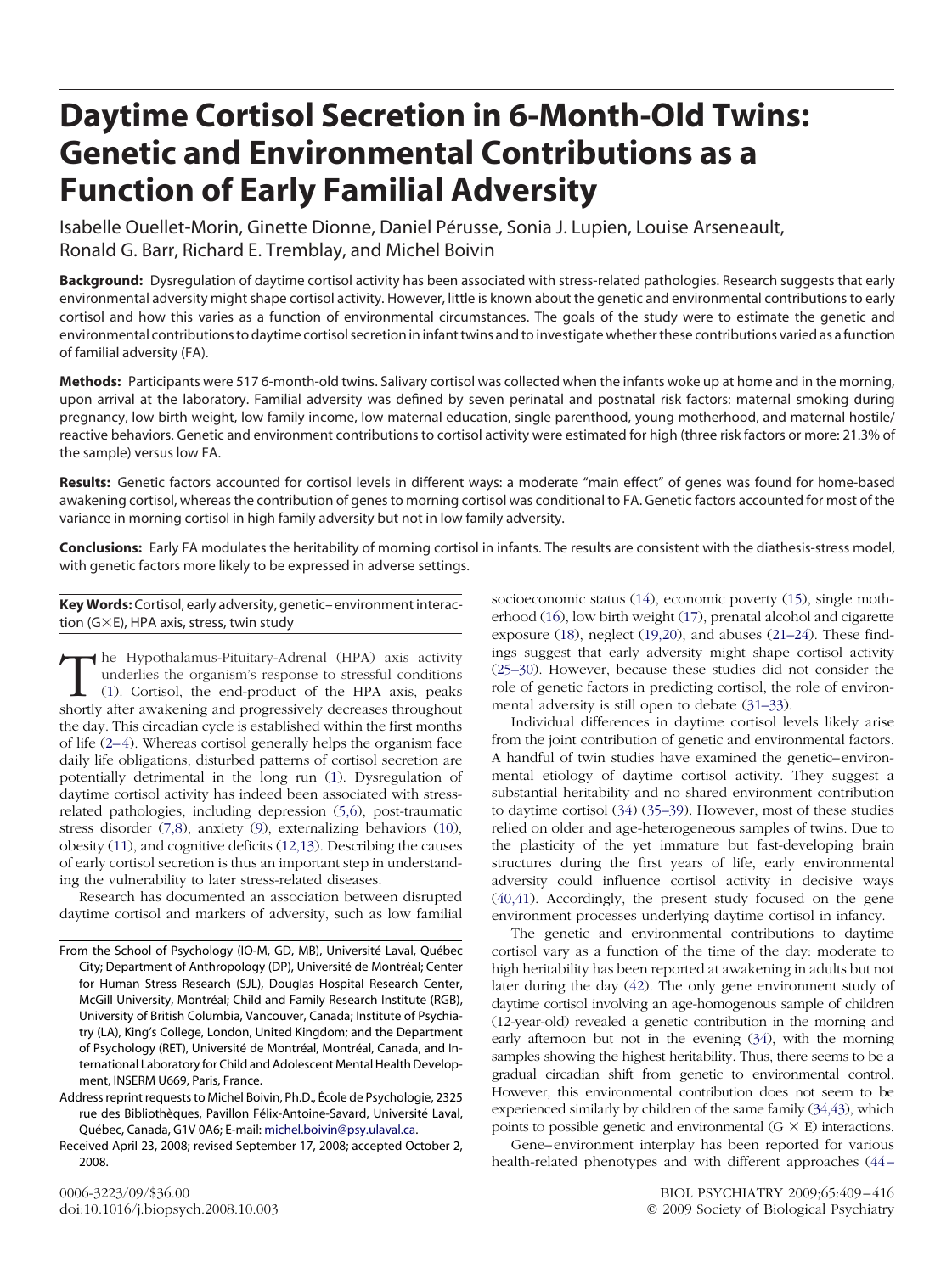# Daytime Cortisol Secretion in 6-Month-Old Twins: Genetic and Environmental Contributions as a Function of Early Familial Adversity

Isabelle Ouellet-Morin, Ginette Dionne, Daniel Pérusse, Sonia J. Lupien, Louise Arseneault, Ronald G. Barr, Richard E. Tremblay, and Michel Boivin

**Background:** Dysregulation of daytime cortisol activity has been associated with stress-related pathologies. Research suggests that early environmental adversity might shape cortisol activity. However, little is known about the genetic and environmental contributions to early cortisol and how this varies as a function of environmental circumstances. The goals of the study were to estimate the genetic and environmental contributions to daytime cortisol secretion in infant twins and to investigate whether these contributions varied as a function of familial adversity (FA).

**Methods:** Participants were 517 6-month-old twins. Salivary cortisol was collected when the infants woke up at home and in the morning, upon arrival at the laboratory. Familial adversity was defined by seven perinatal and postnatal risk factors: maternal smoking during pregnancy, low birth weight, low family income, low maternal education, single parenthood, young motherhood, and maternal hostile/reactive behaviors. Genetic and environment contributions to cortisol activity were estimated for high (three risk factors or more: 21.3% of the sample) versus low FA.

**Results:** Genetic factors accounted for cortisol levels in different ways: a moderate "main effect" of genes was found for home-based awakening cortisol, whereas the contribution of genes to morning cortisol was conditional to FA. Genetic factors accounted for most of the variance in morning cortisol in high family adversity but not in low family adversity.

**Conclusions:** Early FA modulates the heritability of morning cortisol in infants. The results are consistent with the diathesis-stress model, with genetic factors more likely to be expressed in adverse settings.

**Key Words:** Cortisol, early adversity, genetic–environment interaction (G×E), HPA axis, stress, twin study

The Hypothalamus-Pituitary-Adrenal (HPA) axis activity underlies the organism's response to stressful conditions (1). Cortisol, the end-product of the HPA axis, peaks shortly after awakening and progressively decreases throughout the day. This circadian cycle is established within the first months of life (2–4). Whereas cortisol generally helps the organism face daily life obligations, disturbed patterns of cortisol secretion are potentially detrimental in the long run (1). Dysregulation of daytime cortisol activity has indeed been associated with stress-related pathologies, including depression (5,6), post-traumatic stress disorder (7,8), anxiety (9), externalizing behaviors (10), obesity (11), and cognitive deficits (12,13). Describing the causes of early cortisol secretion is thus an important step in understanding the vulnerability to later stress-related diseases.

Research has documented an association between disrupted daytime cortisol and markers of adversity, such as low familial socioeconomic status (14), economic poverty (15), single motherhood (16), low birth weight (17), prenatal alcohol and cigarette exposure (18), neglect (19,20), and abuses (21–24). These findings suggest that early adversity might shape cortisol activity (25–30). However, because these studies did not consider the role of genetic factors in predicting cortisol, the role of environmental adversity is still open to debate (31–33).

Individual differences in daytime cortisol levels likely arise from the joint contribution of genetic and environmental factors. A handful of twin studies have examined the genetic–environmental etiology of daytime cortisol activity. They suggest a substantial heritability and no shared environment contribution to daytime cortisol (34) (35–39). However, most of these studies relied on older and age-heterogeneous samples of twins. Due to the plasticity of the yet immature but fast-developing brain structures during the first years of life, early environmental adversity could influence cortisol activity in decisive ways (40,41). Accordingly, the present study focused on the gene environment processes underlying daytime cortisol in infancy.

The genetic and environmental contributions to daytime cortisol vary as a function of the time of the day: moderate to high heritability has been reported at awakening in adults but not later during the day (42). The only gene environment study of daytime cortisol involving an age-homogenous sample of children (12-year-old) revealed a genetic contribution in the morning and early afternoon but not in the evening (34), with the morning samples showing the highest heritability. Thus, there seems to be a gradual circadian shift from genetic to environmental control. However, this environmental contribution does not seem to be experienced similarly by children of the same family (34,43), which points to possible genetic and environmental (G × E) interactions.

Gene–environment interplay has been reported for various health-related phenotypes and with different approaches (44–

From the School of Psychology (IO-M, GD, MB), Université Laval, Québec City; Department of Anthropology (DP), Université de Montréal; Center for Human Stress Research (SJL), Douglas Hospital Research Center, McGill University, Montréal; Child and Family Research Institute (RGB), University of British Columbia, Vancouver, Canada; Institute of Psychiatry (LA), King's College, London, United Kingdom; and the Department of Psychology (RET), Université de Montréal, Montréal, Canada, and International Laboratory for Child and Adolescent Mental Health Development, INSERM U669, Paris, France.

Address reprint requests to Michel Boivin, Ph.D., École de Psychologie, 2325 rue des Bibliothèques, Pavillon Félix-Antoine-Savard, Université Laval, Québec, Canada, G1V 0A6; E-mail: michel.boivin@psy.ulaval.ca.

Received April 23, 2008; revised September 17, 2008; accepted October 2, 2008.

0006-3223/09/$36.00
doi:10.1016/j.biopsych.2008.10.003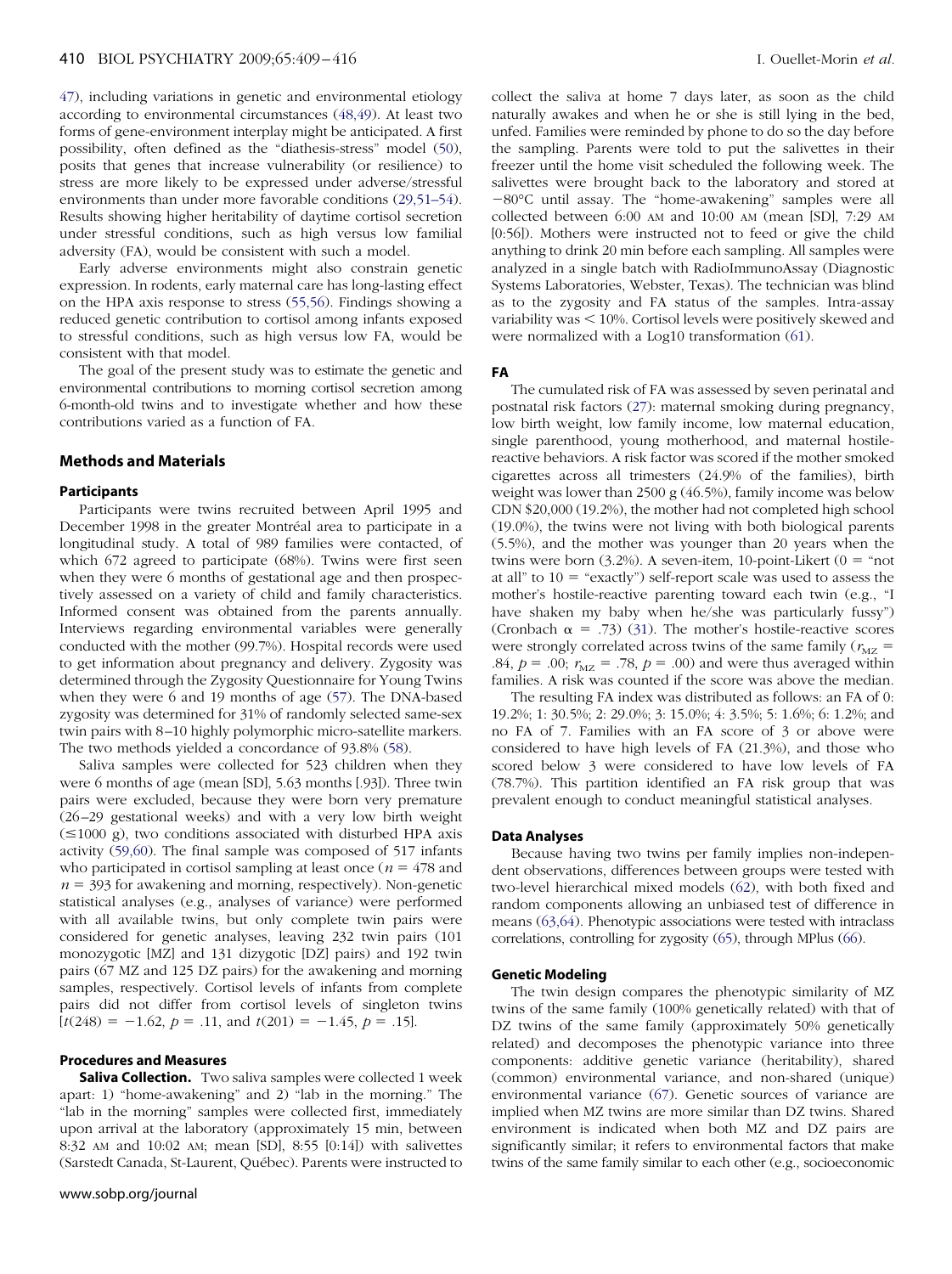47), including variations in genetic and environmental etiology according to environmental circumstances (48,49). At least two forms of gene-environment interplay might be anticipated. A first possibility, often defined as the "diathesis-stress" model (50), posits that genes that increase vulnerability (or resilience) to stress are more likely to be expressed under adverse/stressful environments than under more favorable conditions (29,51–54). Results showing higher heritability of daytime cortisol secretion under stressful conditions, such as high versus low familial adversity (FA), would be consistent with such a model.

Early adverse environments might also constrain genetic expression. In rodents, early maternal care has long-lasting effect on the HPA axis response to stress (55,56). Findings showing a reduced genetic contribution to cortisol among infants exposed to stressful conditions, such as high versus low FA, would be consistent with that model.

The goal of the present study was to estimate the genetic and environmental contributions to morning cortisol secretion among 6-month-old twins and to investigate whether and how these contributions varied as a function of FA.

## Methods and Materials

### Participants

Participants were twins recruited between April 1995 and December 1998 in the greater Montréal area to participate in a longitudinal study. A total of 989 families were contacted, of which 672 agreed to participate (68%). Twins were first seen when they were 6 months of gestational age and then prospectively assessed on a variety of child and family characteristics. Informed consent was obtained from the parents annually. Interviews regarding environmental variables were generally conducted with the mother (99.7%). Hospital records were used to get information about pregnancy and delivery. Zygosity was determined through the Zygosity Questionnaire for Young Twins when they were 6 and 19 months of age (57). The DNA-based zygosity was determined for 31% of randomly selected same-sex twin pairs with 8–10 highly polymorphic micro-satellite markers. The two methods yielded a concordance of 93.8% (58).

Saliva samples were collected for 523 children when they were 6 months of age (mean [SD], 5.63 months [.93]). Three twin pairs were excluded, because they were born very premature (26–29 gestational weeks) and with a very low birth weight (≤1000 g), two conditions associated with disturbed HPA axis activity (59,60). The final sample was composed of 517 infants who participated in cortisol sampling at least once ($n$ = 478 and $n$ = 393 for awakening and morning, respectively). Non-genetic statistical analyses (e.g., analyses of variance) were performed with all available twins, but only complete twin pairs were considered for genetic analyses, leaving 232 twin pairs (101 monozygotic [MZ] and 131 dizygotic [DZ] pairs) and 192 twin pairs (67 MZ and 125 DZ pairs) for the awakening and morning samples, respectively. Cortisol levels of infants from complete pairs did not differ from cortisol levels of singleton twins [$t(248) = -1.62$, $p = .11$, and $t(201) = -1.45$, $p = .15$].

### Procedures and Measures

**Saliva Collection.** Two saliva samples were collected 1 week apart: 1) "home-awakening" and 2) "lab in the morning." The "lab in the morning" samples were collected first, immediately upon arrival at the laboratory (approximately 15 min, between 8:32 AM and 10:02 AM; mean [SD], 8:55 [0:14]) with salivettes (Sarstedt Canada, St-Laurent, Québec). Parents were instructed to collect the saliva at home 7 days later, as soon as the child naturally awakes and when he or she is still lying in the bed, unfed. Families were reminded by phone to do so the day before the sampling. Parents were told to put the salivettes in their freezer until the home visit scheduled the following week. The salivettes were brought back to the laboratory and stored at −80°C until assay. The "home-awakening" samples were all collected between 6:00 AM and 10:00 AM (mean [SD], 7:29 AM [0:56]). Mothers were instructed not to feed or give the child anything to drink 20 min before each sampling. All samples were analyzed in a single batch with RadioImmunoAssay (Diagnostic Systems Laboratories, Webster, Texas). The technician was blind as to the zygosity and FA status of the samples. Intra-assay variability was < 10%. Cortisol levels were positively skewed and were normalized with a Log10 transformation (61).

### FA

The cumulated risk of FA was assessed by seven perinatal and postnatal risk factors (27): maternal smoking during pregnancy, low birth weight, low family income, low maternal education, single parenthood, young motherhood, and maternal hostile-reactive behaviors. A risk factor was scored if the mother smoked cigarettes across all trimesters (24.9% of the families), birth weight was lower than 2500 g (46.5%), family income was below CDN $20,000 (19.2%), the mother had not completed high school (19.0%), the twins were not living with both biological parents (5.5%), and the mother was younger than 20 years when the twins were born (3.2%). A seven-item, 10-point-Likert (0 = "not at all" to 10 = "exactly") self-report scale was used to assess the mother's hostile-reactive parenting toward each twin (e.g., "I have shaken my baby when he/she was particularly fussy") (Cronbach $\alpha$ = .73) (31). The mother's hostile-reactive scores were strongly correlated across twins of the same family ($r_{MZ}$ = .84, $p$ = .00; $r_{MZ}$ = .78, $p$ = .00) and were thus averaged within families. A risk was counted if the score was above the median.

The resulting FA index was distributed as follows: an FA of 0: 19.2%; 1: 30.5%; 2: 29.0%; 3: 15.0%; 4: 3.5%; 5: 1.6%; 6: 1.2%; and no FA of 7. Families with an FA score of 3 or above were considered to have high levels of FA (21.3%), and those who scored below 3 were considered to have low levels of FA (78.7%). This partition identified an FA risk group that was prevalent enough to conduct meaningful statistical analyses.

### Data Analyses

Because having two twins per family implies non-independent observations, differences between groups were tested with two-level hierarchical mixed models (62), with both fixed and random components allowing an unbiased test of difference in means (63,64). Phenotypic associations were tested with intraclass correlations, controlling for zygosity (65), through MPlus (66).

### Genetic Modeling

The twin design compares the phenotypic similarity of MZ twins of the same family (100% genetically related) with that of DZ twins of the same family (approximately 50% genetically related) and decomposes the phenotypic variance into three components: additive genetic variance (heritability), shared (common) environmental variance, and non-shared (unique) environmental variance (67). Genetic sources of variance are implied when MZ twins are more similar than DZ twins. Shared environment is indicated when both MZ and DZ pairs are significantly similar; it refers to environmental factors that make twins of the same family similar to each other (e.g., socioeconomic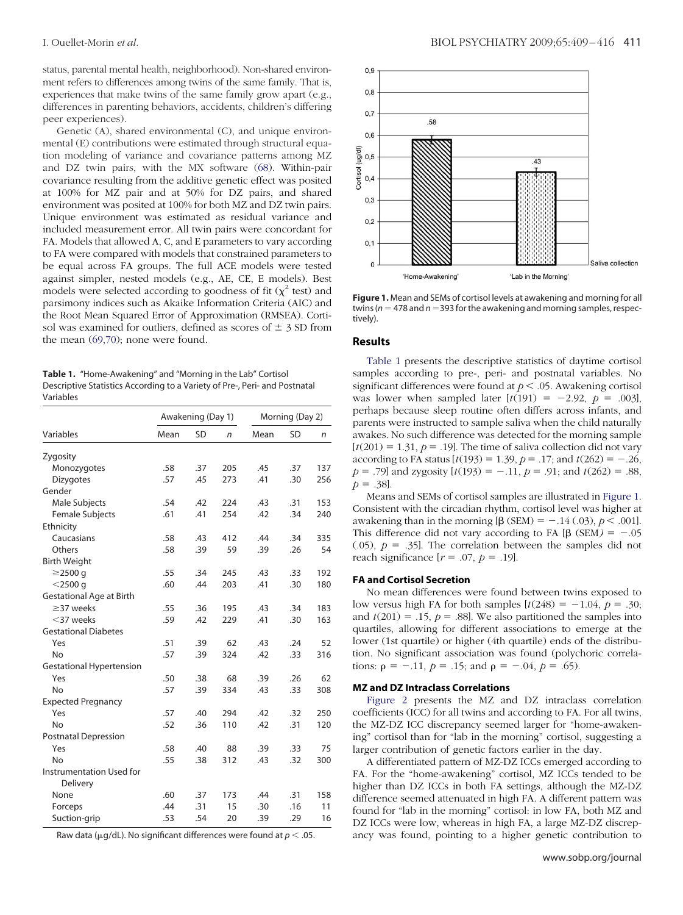status, parental mental health, neighborhood). Non-shared environment refers to differences among twins of the same family. That is, experiences that make twins of the same family grow apart (e.g., differences in parenting behaviors, accidents, children's differing peer experiences).

Genetic (A), shared environmental (C), and unique environmental (E) contributions were estimated through structural equation modeling of variance and covariance patterns among MZ and DZ twin pairs, with the MX software (68). Within-pair covariance resulting from the additive genetic effect was posited at 100% for MZ pair and at 50% for DZ pairs, and shared environment was posited at 100% for both MZ and DZ twin pairs. Unique environment was estimated as residual variance and included measurement error. All twin pairs were concordant for FA. Models that allowed A, C, and E parameters to vary according to FA were compared with models that constrained parameters to be equal across FA groups. The full ACE models were tested against simpler, nested models (e.g., AE, CE, E models). Best models were selected according to goodness of fit ($\chi^2$ test) and parsimony indices such as Akaike Information Criteria (AIC) and the Root Mean Squared Error of Approximation (RMSEA). Cortisol was examined for outliers, defined as scores of $\pm$ 3 SD from the mean (69,70); none were found.

**Table 1.** "Home-Awakening" and "Morning in the Lab" Cortisol Descriptive Statistics According to a Variety of Pre-, Peri- and Postnatal Variables

| Variables | Awakening (Day 1) | | | Morning (Day 2) | | |
|---|---|---|---|---|---|---|
| | Mean | SD | *n* | Mean | SD | *n* |
| Zygosity | | | | | | |
| Monozygotes | .58 | .37 | 205 | .45 | .37 | 137 |
| Dizygotes | .57 | .45 | 273 | .41 | .30 | 256 |
| Gender | | | | | | |
| Male Subjects | .54 | .42 | 224 | .43 | .31 | 153 |
| Female Subjects | .61 | .41 | 254 | .42 | .34 | 240 |
| Ethnicity | | | | | | |
| Caucasians | .58 | .43 | 412 | .44 | .34 | 335 |
| Others | .58 | .39 | 59 | .39 | .26 | 54 |
| Birth Weight | | | | | | |
| ≥2500 g | .55 | .34 | 245 | .43 | .33 | 192 |
| <2500 g | .60 | .44 | 203 | .41 | .30 | 180 |
| Gestational Age at Birth | | | | | | |
| ≥37 weeks | .55 | .36 | 195 | .43 | .34 | 183 |
| <37 weeks | .59 | .42 | 229 | .41 | .30 | 163 |
| Gestational Diabetes | | | | | | |
| Yes | .51 | .39 | 62 | .43 | .24 | 52 |
| No | .57 | .39 | 324 | .42 | .33 | 316 |
| Gestational Hypertension | | | | | | |
| Yes | .50 | .38 | 68 | .39 | .26 | 62 |
| No | .57 | .39 | 334 | .43 | .33 | 308 |
| Expected Pregnancy | | | | | | |
| Yes | .57 | .40 | 294 | .42 | .32 | 250 |
| No | .52 | .36 | 110 | .42 | .31 | 120 |
| Postnatal Depression | | | | | | |
| Yes | .58 | .40 | 88 | .39 | .33 | 75 |
| No | .55 | .38 | 312 | .43 | .32 | 300 |
| Instrumentation Used for Delivery | | | | | | |
| None | .60 | .37 | 173 | .44 | .31 | 158 |
| Forceps | .44 | .31 | 15 | .30 | .16 | 11 |
| Suction-grip | .53 | .54 | 20 | .39 | .29 | 16 |

Raw data (μg/dL). No significant differences were found at $p < .05$.

**Figure 1.** Mean and SEMs of cortisol levels at awakening and morning for all twins ($n = 478$ and $n = 393$ for the awakening and morning samples, respectively).

## Results

Table 1 presents the descriptive statistics of daytime cortisol samples according to pre-, peri- and postnatal variables. No significant differences were found at $p < .05$. Awakening cortisol was lower when sampled later [$t(191) = -2.92$, $p = .003$], perhaps because sleep routine often differs across infants, and parents were instructed to sample saliva when the child naturally awakes. No such difference was detected for the morning sample [$t(201) = 1.31$, $p = .19$]. The time of saliva collection did not vary according to FA status [$t(193) = 1.39$, $p = .17$; and $t(262) = -.26$, $p = .79$] and zygosity [$t(193) = -.11$, $p = .91$; and $t(262) = .88$, $p = .38$].

Means and SEMs of cortisol samples are illustrated in Figure 1. Consistent with the circadian rhythm, cortisol level was higher at awakening than in the morning [$\beta$ (SEM) = $-.14$ (.03), $p < .001$]. This difference did not vary according to FA [$\beta$ (SEM) = $-.05$ (.05), $p = .35$]. The correlation between the samples did not reach significance [$r = .07$, $p = .19$].

### FA and Cortisol Secretion

No mean differences were found between twins exposed to low versus high FA for both samples [$t(248) = -1.04$, $p = .30$; and $t(201) = .15$, $p = .88$]. We also partitioned the samples into quartiles, allowing for different associations to emerge at the lower (1st quartile) or higher (4th quartile) ends of the distribution. No significant association was found (polychoric correlations: $\rho = -.11$, $p = .15$; and $\rho = -.04$, $p = .65$).

### MZ and DZ Intraclass Correlations

Figure 2 presents the MZ and DZ intraclass correlation coefficients (ICC) for all twins and according to FA. For all twins, the MZ-DZ ICC discrepancy seemed larger for "home-awakening" cortisol than for "lab in the morning" cortisol, suggesting a larger contribution of genetic factors earlier in the day.

A differentiated pattern of MZ-DZ ICCs emerged according to FA. For the "home-awakening" cortisol, MZ ICCs tended to be higher than DZ ICCs in both FA settings, although the MZ-DZ difference seemed attenuated in high FA. A different pattern was found for "lab in the morning" cortisol: in low FA, both MZ and DZ ICCs were low, whereas in high FA, a large MZ-DZ discrepancy was found, pointing to a higher genetic contribution to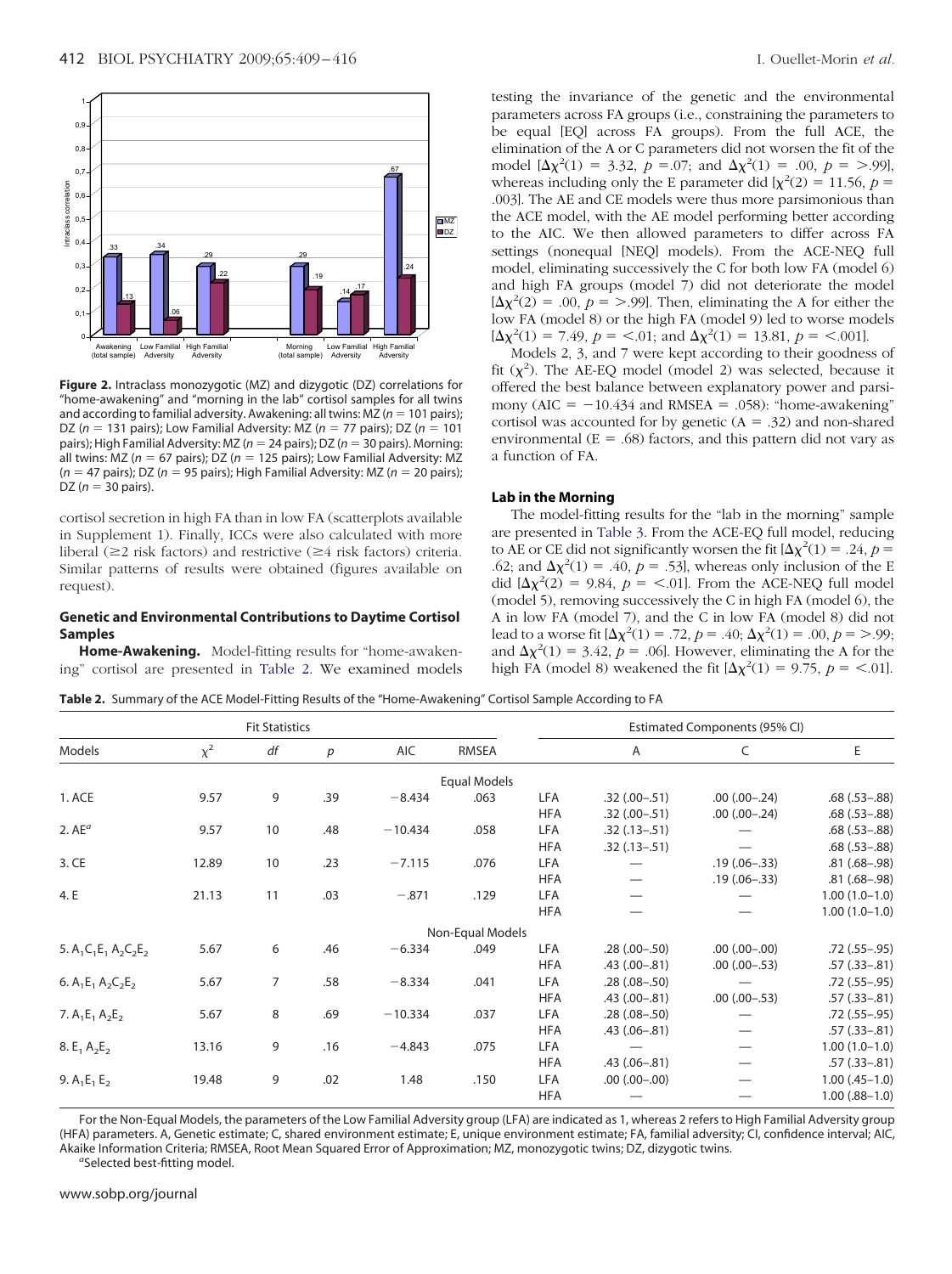**Figure 2.** Intraclass monozygotic (MZ) and dizygotic (DZ) correlations for "home-awakening" and "morning in the lab" cortisol samples for all twins and according to familial adversity. Awakening: all twins: MZ ($n$ = 101 pairs); DZ ($n$ = 131 pairs); Low Familial Adversity: MZ ($n$ = 77 pairs); DZ ($n$ = 101 pairs); High Familial Adversity: MZ ($n$ = 24 pairs); DZ ($n$ = 30 pairs). Morning: all twins: MZ ($n$ = 67 pairs); DZ ($n$ = 125 pairs); Low Familial Adversity: MZ ($n$ = 47 pairs); DZ ($n$ = 95 pairs); High Familial Adversity: MZ ($n$ = 20 pairs); DZ ($n$ = 30 pairs).

cortisol secretion in high FA than in low FA (scatterplots available in Supplement 1). Finally, ICCs were also calculated with more liberal (≥2 risk factors) and restrictive (≥4 risk factors) criteria. Similar patterns of results were obtained (figures available on request).

### Genetic and Environmental Contributions to Daytime Cortisol Samples

**Home-Awakening.** Model-fitting results for "home-awakening" cortisol are presented in Table 2. We examined models testing the invariance of the genetic and the environmental parameters across FA groups (i.e., constraining the parameters to be equal [EQ] across FA groups). From the full ACE, the elimination of the A or C parameters did not worsen the fit of the model [$\Delta\chi^2(1)$ = 3.32, $p$ = .07; and $\Delta\chi^2(1)$ = .00, $p$ = >.99], whereas including only the E parameter did [$\chi^2(2)$ = 11.56, $p$ = .003]. The AE and CE models were thus more parsimonious than the ACE model, with the AE model performing better according to the AIC. We then allowed parameters to differ across FA settings (nonequal [NEQ] models). From the ACE-NEQ full model, eliminating successively the C for both low FA (model 6) and high FA groups (model 7) did not deteriorate the model [$\Delta\chi^2(2)$ = .00, $p$ = >.99]. Then, eliminating the A for either the low FA (model 8) or the high FA (model 9) led to worse models [$\Delta\chi^2(1)$ = 7.49, $p$ = <.01; and $\Delta\chi^2(1)$ = 13.81, $p$ = <.001].

Models 2, 3, and 7 were kept according to their goodness of fit ($\chi^2$). The AE-EQ model (model 2) was selected, because it offered the best balance between explanatory power and parsimony (AIC = −10.434 and RMSEA = .058): "home-awakening" cortisol was accounted for by genetic (A = .32) and non-shared environmental (E = .68) factors, and this pattern did not vary as a function of FA.

### Lab in the Morning

The model-fitting results for the "lab in the morning" sample are presented in Table 3. From the ACE-EQ full model, reducing to AE or CE did not significantly worsen the fit [$\Delta\chi^2(1)$ = .24, $p$ = .62; and $\Delta\chi^2(1)$ = .40, $p$ = .53], whereas only inclusion of the E did [$\Delta\chi^2(2)$ = 9.84, $p$ = <.01]. From the ACE-NEQ full model (model 5), removing successively the C in high FA (model 6), the A in low FA (model 7), and the C in low FA (model 8) did not lead to a worse fit [$\Delta\chi^2(1)$ = .72, $p$ = .40; $\Delta\chi^2(1)$ = .00, $p$ = >.99; and $\Delta\chi^2(1)$ = 3.42, $p$ = .06]. However, eliminating the A for the high FA (model 8) weakened the fit [$\Delta\chi^2(1)$ = 9.75, $p$ = <.01].

**Table 2.** Summary of the ACE Model-Fitting Results of the "Home-Awakening" Cortisol Sample According to FA

| | Fit Statistics | | | | | Estimated Components (95% CI) | | | |
|---|---|---|---|---|---|---|---|---|---|
| Models | $\chi^2$ | $df$ | $p$ | AIC | RMSEA | | A | C | E |
| | | | | | Equal Models | | | | |
| 1. ACE | 9.57 | 9 | .39 | −8.434 | .063 | LFA | .32 (.00–.51) | .00 (.00–.24) | .68 (.53–.88) |
| | | | | | | HFA | .32 (.00–.51) | .00 (.00–.24) | .68 (.53–.88) |
| 2. AE[a] | 9.57 | 10 | .48 | −10.434 | .058 | LFA | .32 (.13–.51) | — | .68 (.53–.88) |
| | | | | | | HFA | .32 (.13–.51) | — | .68 (.53–.88) |
| 3. CE | 12.89 | 10 | .23 | −7.115 | .076 | LFA | — | .19 (.06–.33) | .81 (.68–.98) |
| | | | | | | HFA | — | .19 (.06–.33) | .81 (.68–.98) |
| 4. E | 21.13 | 11 | .03 | −.871 | .129 | LFA | — | — | 1.00 (1.0–1.0) |
| | | | | | | HFA | — | — | 1.00 (1.0–1.0) |
| | | | | | Non-Equal Models | | | | |
| 5. $A_1C_1E_1$ $A_2C_2E_2$ | 5.67 | 6 | .46 | −6.334 | .049 | LFA | .28 (.00–.50) | .00 (.00–.00) | .72 (.55–.95) |
| | | | | | | HFA | .43 (.00–.81) | .00 (.00–.53) | .57 (.33–.81) |
| 6. $A_1E_1$ $A_2C_2E_2$ | 5.67 | 7 | .58 | −8.334 | .041 | LFA | .28 (.08–.50) | — | .72 (.55–.95) |
| | | | | | | HFA | .43 (.00–.81) | .00 (.00–.53) | .57 (.33–.81) |
| 7. $A_1E_1$ $A_2E_2$ | 5.67 | 8 | .69 | −10.334 | .037 | LFA | .28 (.08–.50) | — | .72 (.55–.95) |
| | | | | | | HFA | .43 (.06–.81) | — | .57 (.33–.81) |
| 8. $E_1$ $A_2E_2$ | 13.16 | 9 | .16 | −4.843 | .075 | LFA | — | — | 1.00 (1.0–1.0) |
| | | | | | | HFA | .43 (.06–.81) | — | .57 (.33–.81) |
| 9. $A_1E_1$ $E_2$ | 19.48 | 9 | .02 | 1.48 | .150 | LFA | .00 (.00–.00) | — | 1.00 (.45–1.0) |
| | | | | | | HFA | — | — | 1.00 (.88–1.0) |

For the Non-Equal Models, the parameters of the Low Familial Adversity group (LFA) are indicated as 1, whereas 2 refers to High Familial Adversity group (HFA) parameters. A, Genetic estimate; C, shared environment estimate; E, unique environment estimate; FA, familial adversity; CI, confidence interval; AIC, Akaike Information Criteria; RMSEA, Root Mean Squared Error of Approximation; MZ, monozygotic twins; DZ, dizygotic twins.

[a]Selected best-fitting model.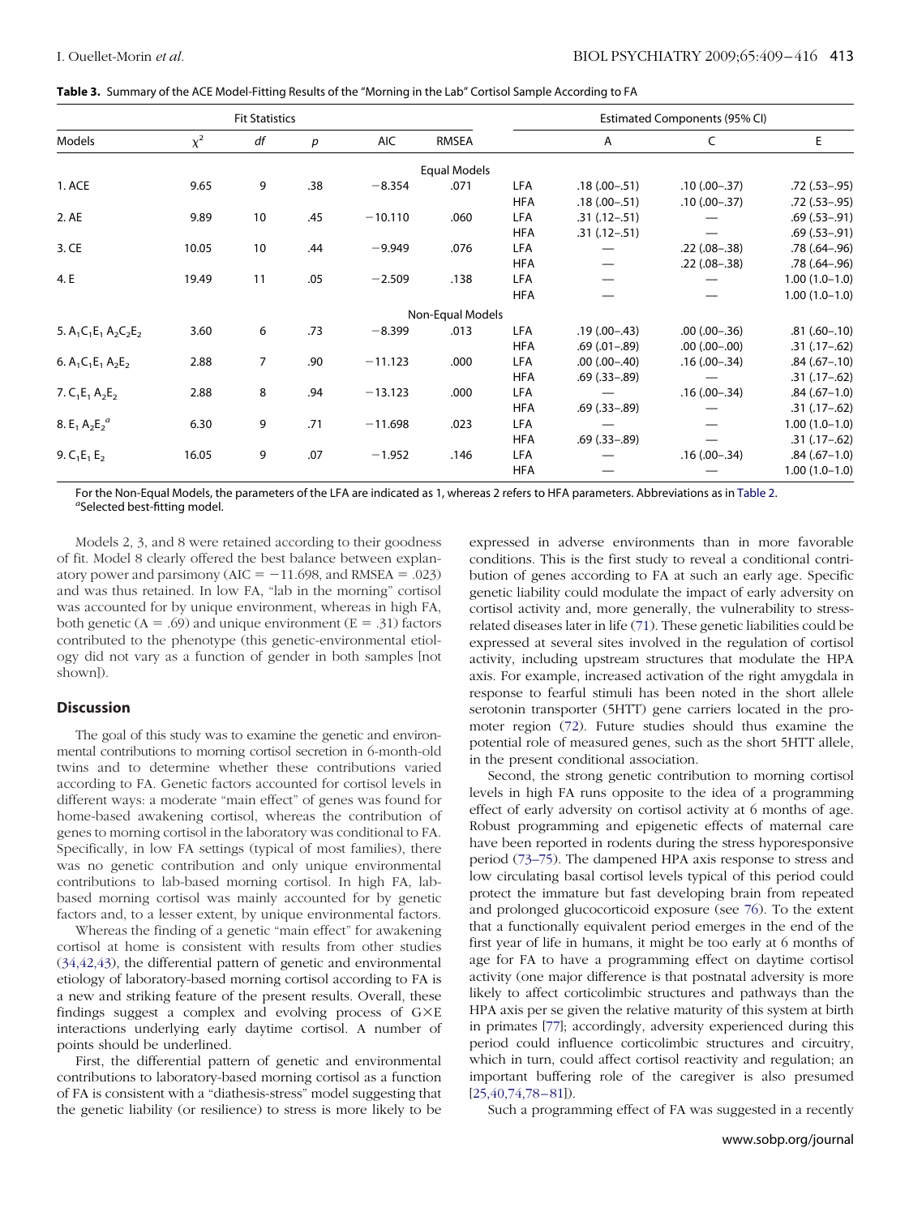**Table 3.** Summary of the ACE Model-Fitting Results of the "Morning in the Lab" Cortisol Sample According to FA

| Models | Fit Statistics | | | | | | Estimated Components (95% CI) | | |
|---|---|---|---|---|---|---|---|---|---|
| | $\chi^2$ | *df* | *p* | AIC | RMSEA | | A | C | E |
| | | | | | Equal Models | | | | |
| 1. ACE | 9.65 | 9 | .38 | −8.354 | .071 | LFA | .18 (.00–.51) | .10 (.00–.37) | .72 (.53–.95) |
| | | | | | | HFA | .18 (.00–.51) | .10 (.00–.37) | .72 (.53–.95) |
| 2. AE | 9.89 | 10 | .45 | −10.110 | .060 | LFA | .31 (.12–.51) | — | .69 (.53–.91) |
| | | | | | | HFA | .31 (.12–.51) | — | .69 (.53–.91) |
| 3. CE | 10.05 | 10 | .44 | −9.949 | .076 | LFA | — | .22 (.08–.38) | .78 (.64–.96) |
| | | | | | | HFA | — | .22 (.08–.38) | .78 (.64–.96) |
| 4. E | 19.49 | 11 | .05 | −2.509 | .138 | LFA | — | — | 1.00 (1.0–1.0) |
| | | | | | | HFA | — | — | 1.00 (1.0–1.0) |
| | | | | | Non-Equal Models | | | | |
| 5. $A_1C_1E_1$ $A_2C_2E_2$ | 3.60 | 6 | .73 | −8.399 | .013 | LFA | .19 (.00–.43) | .00 (.00–.36) | .81 (.60–.10) |
| | | | | | | HFA | .69 (.01–.89) | .00 (.00–.00) | .31 (.17–.62) |
| 6. $A_1C_1E_1$ $A_2E_2$ | 2.88 | 7 | .90 | −11.123 | .000 | LFA | .00 (.00–.40) | .16 (.00–.34) | .84 (.67–.10) |
| | | | | | | HFA | .69 (.33–.89) | — | .31 (.17–.62) |
| 7. $C_1E_1$ $A_2E_2$ | 2.88 | 8 | .94 | −13.123 | .000 | LFA | — | .16 (.00–.34) | .84 (.67–1.0) |
| | | | | | | HFA | .69 (.33–.89) | — | .31 (.17–.62) |
| 8. $E_1$ $A_2E_2$[a] | 6.30 | 9 | .71 | −11.698 | .023 | LFA | — | — | 1.00 (1.0–1.0) |
| | | | | | | HFA | .69 (.33–.89) | — | .31 (.17–.62) |
| 9. $C_1E_1$ $E_2$ | 16.05 | 9 | .07 | −1.952 | .146 | LFA | — | .16 (.00–.34) | .84 (.67–1.0) |
| | | | | | | HFA | — | — | 1.00 (1.0–1.0) |

For the Non-Equal Models, the parameters of the LFA are indicated as 1, whereas 2 refers to HFA parameters. Abbreviations as in Table 2.
[a]Selected best-fitting model.

Models 2, 3, and 8 were retained according to their goodness of fit. Model 8 clearly offered the best balance between explanatory power and parsimony (AIC = −11.698, and RMSEA = .023) and was thus retained. In low FA, "lab in the morning" cortisol was accounted for by unique environment, whereas in high FA, both genetic (A = .69) and unique environment (E = .31) factors contributed to the phenotype (this genetic-environmental etiology did not vary as a function of gender in both samples [not shown]).

## Discussion

The goal of this study was to examine the genetic and environmental contributions to morning cortisol secretion in 6-month-old twins and to determine whether these contributions varied according to FA. Genetic factors accounted for cortisol levels in different ways: a moderate "main effect" of genes was found for home-based awakening cortisol, whereas the contribution of genes to morning cortisol in the laboratory was conditional to FA. Specifically, in low FA settings (typical of most families), there was no genetic contribution and only unique environmental contributions to lab-based morning cortisol. In high FA, lab-based morning cortisol was mainly accounted for by genetic factors and, to a lesser extent, by unique environmental factors.

Whereas the finding of a genetic "main effect" for awakening cortisol at home is consistent with results from other studies (34,42,43), the differential pattern of genetic and environmental etiology of laboratory-based morning cortisol according to FA is a new and striking feature of the present results. Overall, these findings suggest a complex and evolving process of G×E interactions underlying early daytime cortisol. A number of points should be underlined.

First, the differential pattern of genetic and environmental contributions to laboratory-based morning cortisol as a function of FA is consistent with a "diathesis-stress" model suggesting that the genetic liability (or resilience) to stress is more likely to be expressed in adverse environments than in more favorable conditions. This is the first study to reveal a conditional contribution of genes according to FA at such an early age. Specific genetic liability could modulate the impact of early adversity on cortisol activity and, more generally, the vulnerability to stress-related diseases later in life (71). These genetic liabilities could be expressed at several sites involved in the regulation of cortisol activity, including upstream structures that modulate the HPA axis. For example, increased activation of the right amygdala in response to fearful stimuli has been noted in the short allele serotonin transporter (5HTT) gene carriers located in the promoter region (72). Future studies should thus examine the potential role of measured genes, such as the short 5HTT allele, in the present conditional association.

Second, the strong genetic contribution to morning cortisol levels in high FA runs opposite to the idea of a programming effect of early adversity on cortisol activity at 6 months of age. Robust programming and epigenetic effects of maternal care have been reported in rodents during the stress hyporesponsive period (73–75). The dampened HPA axis response to stress and low circulating basal cortisol levels typical of this period could protect the immature but fast developing brain from repeated and prolonged glucocorticoid exposure (see 76). To the extent that a functionally equivalent period emerges in the end of the first year of life in humans, it might be too early at 6 months of age for FA to have a programming effect on daytime cortisol activity (one major difference is that postnatal adversity is more likely to affect corticolimbic structures and pathways than the HPA axis per se given the relative maturity of this system at birth in primates [77]; accordingly, adversity experienced during this period could influence corticolimbic structures and circuitry, which in turn, could affect cortisol reactivity and regulation; an important buffering role of the caregiver is also presumed [25,40,74,78–81]).

Such a programming effect of FA was suggested in a recently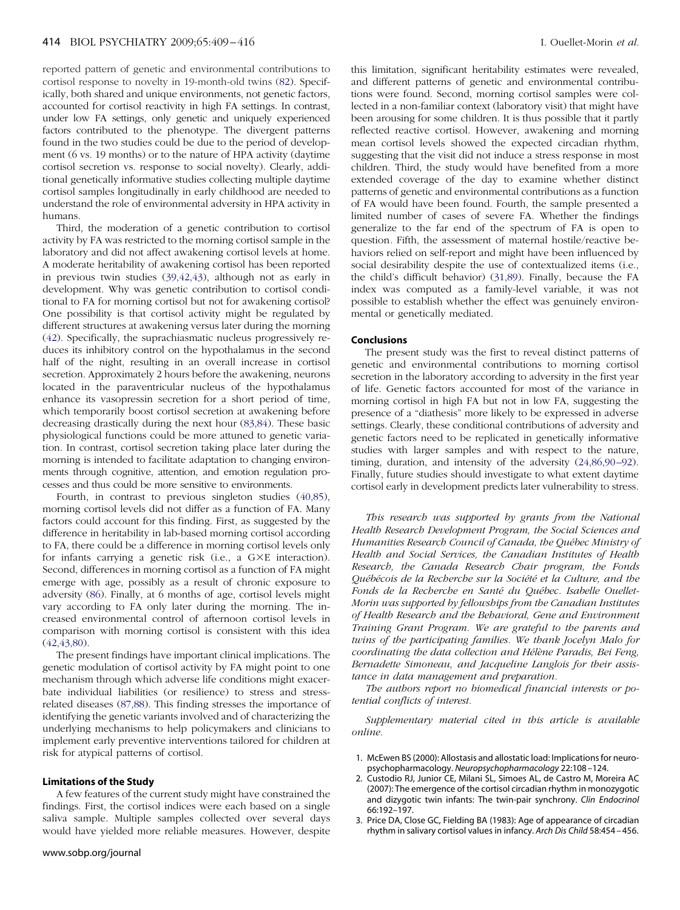reported pattern of genetic and environmental contributions to cortisol response to novelty in 19-month-old twins (82). Specifically, both shared and unique environments, not genetic factors, accounted for cortisol reactivity in high FA settings. In contrast, under low FA settings, only genetic and uniquely experienced factors contributed to the phenotype. The divergent patterns found in the two studies could be due to the period of development (6 vs. 19 months) or to the nature of HPA activity (daytime cortisol secretion vs. response to social novelty). Clearly, additional genetically informative studies collecting multiple daytime cortisol samples longitudinally in early childhood are needed to understand the role of environmental adversity in HPA activity in humans.

Third, the moderation of a genetic contribution to cortisol activity by FA was restricted to the morning cortisol sample in the laboratory and did not affect awakening cortisol levels at home. A moderate heritability of awakening cortisol has been reported in previous twin studies (39,42,43), although not as early in development. Why was genetic contribution to cortisol conditional to FA for morning cortisol but not for awakening cortisol? One possibility is that cortisol activity might be regulated by different structures at awakening versus later during the morning (42). Specifically, the suprachiasmatic nucleus progressively reduces its inhibitory control on the hypothalamus in the second half of the night, resulting in an overall increase in cortisol secretion. Approximately 2 hours before the awakening, neurons located in the paraventricular nucleus of the hypothalamus enhance its vasopressin secretion for a short period of time, which temporarily boost cortisol secretion at awakening before decreasing drastically during the next hour (83,84). These basic physiological functions could be more attuned to genetic variation. In contrast, cortisol secretion taking place later during the morning is intended to facilitate adaptation to changing environments through cognitive, attention, and emotion regulation processes and thus could be more sensitive to environments.

Fourth, in contrast to previous singleton studies (40,85), morning cortisol levels did not differ as a function of FA. Many factors could account for this finding. First, as suggested by the difference in heritability in lab-based morning cortisol according to FA, there could be a difference in morning cortisol levels only for infants carrying a genetic risk (i.e., a G×E interaction). Second, differences in morning cortisol as a function of FA might emerge with age, possibly as a result of chronic exposure to adversity (86). Finally, at 6 months of age, cortisol levels might vary according to FA only later during the morning. The increased environmental control of afternoon cortisol levels in comparison with morning cortisol is consistent with this idea (42,43,80).

The present findings have important clinical implications. The genetic modulation of cortisol activity by FA might point to one mechanism through which adverse life conditions might exacerbate individual liabilities (or resilience) to stress and stress-related diseases (87,88). This finding stresses the importance of identifying the genetic variants involved and of characterizing the underlying mechanisms to help policymakers and clinicians to implement early preventive interventions tailored for children at risk for atypical patterns of cortisol.

## Limitations of the Study

A few features of the current study might have constrained the findings. First, the cortisol indices were each based on a single saliva sample. Multiple samples collected over several days would have yielded more reliable measures. However, despite this limitation, significant heritability estimates were revealed, and different patterns of genetic and environmental contributions were found. Second, morning cortisol samples were collected in a non-familiar context (laboratory visit) that might have been arousing for some children. It is thus possible that it partly reflected reactive cortisol. However, awakening and morning mean cortisol levels showed the expected circadian rhythm, suggesting that the visit did not induce a stress response in most children. Third, the study would have benefited from a more extended coverage of the day to examine whether distinct patterns of genetic and environmental contributions as a function of FA would have been found. Fourth, the sample presented a limited number of cases of severe FA. Whether the findings generalize to the far end of the spectrum of FA is open to question. Fifth, the assessment of maternal hostile/reactive behaviors relied on self-report and might have been influenced by social desirability despite the use of contextualized items (i.e., the child's difficult behavior) (31,89). Finally, because the FA index was computed as a family-level variable, it was not possible to establish whether the effect was genuinely environmental or genetically mediated.

## Conclusions

The present study was the first to reveal distinct patterns of genetic and environmental contributions to morning cortisol secretion in the laboratory according to adversity in the first year of life. Genetic factors accounted for most of the variance in morning cortisol in high FA but not in low FA, suggesting the presence of a "diathesis" more likely to be expressed in adverse settings. Clearly, these conditional contributions of adversity and genetic factors need to be replicated in genetically informative studies with larger samples and with respect to the nature, timing, duration, and intensity of the adversity (24,86,90–92). Finally, future studies should investigate to what extent daytime cortisol early in development predicts later vulnerability to stress.

*This research was supported by grants from the National Health Research Development Program, the Social Sciences and Humanities Research Council of Canada, the Québec Ministry of Health and Social Services, the Canadian Institutes of Health Research, the Canada Research Chair program, the Fonds Québécois de la Recherche sur la Société et la Culture, and the Fonds de la Recherche en Santé du Québec. Isabelle Ouellet-Morin was supported by fellowships from the Canadian Institutes of Health Research and the Behavioral, Gene and Environment Training Grant Program. We are grateful to the parents and twins of the participating families. We thank Jocelyn Malo for coordinating the data collection and Hélène Paradis, Bei Feng, Bernadette Simoneau, and Jacqueline Langlois for their assistance in data management and preparation.*

*The authors report no biomedical financial interests or potential conflicts of interest.*

*Supplementary material cited in this article is available online.*

1. McEwen BS (2000): Allostasis and allostatic load: Implications for neuropsychopharmacology. *Neuropsychopharmacology* 22:108–124.
2. Custodio RJ, Junior CE, Milani SL, Simoes AL, de Castro M, Moreira AC (2007): The emergence of the cortisol circadian rhythm in monozygotic and dizygotic twin infants: The twin-pair synchrony. *Clin Endocrinol* 66:192–197.
3. Price DA, Close GC, Fielding BA (1983): Age of appearance of circadian rhythm in salivary cortisol values in infancy. *Arch Dis Child* 58:454–456.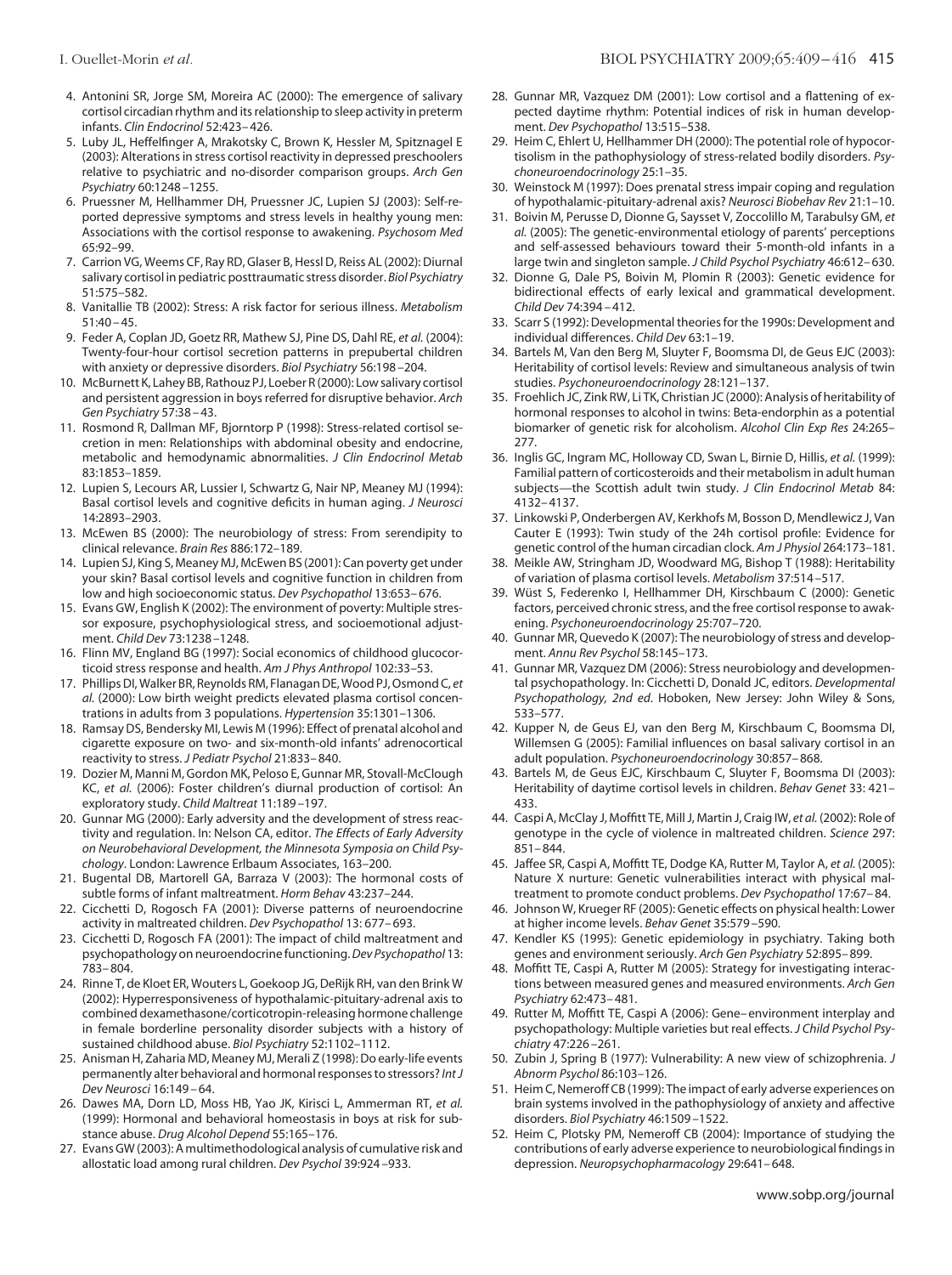4. Antonini SR, Jorge SM, Moreira AC (2000): The emergence of salivary cortisol circadian rhythm and its relationship to sleep activity in preterm infants. *Clin Endocrinol* 52:423–426.
5. Luby JL, Heffelfinger A, Mrakotsky C, Brown K, Hessler M, Spitznagel E (2003): Alterations in stress cortisol reactivity in depressed preschoolers relative to psychiatric and no-disorder comparison groups. *Arch Gen Psychiatry* 60:1248–1255.
6. Pruessner M, Hellhammer DH, Pruessner JC, Lupien SJ (2003): Self-reported depressive symptoms and stress levels in healthy young men: Associations with the cortisol response to awakening. *Psychosom Med* 65:92–99.
7. Carrion VG, Weems CF, Ray RD, Glaser B, Hessl D, Reiss AL (2002): Diurnal salivary cortisol in pediatric posttraumatic stress disorder. *Biol Psychiatry* 51:575–582.
8. Vanitallie TB (2002): Stress: A risk factor for serious illness. *Metabolism* 51:40–45.
9. Feder A, Coplan JD, Goetz RR, Mathew SJ, Pine DS, Dahl RE, *et al.* (2004): Twenty-four-hour cortisol secretion patterns in prepubertal children with anxiety or depressive disorders. *Biol Psychiatry* 56:198–204.
10. McBurnett K, Lahey BB, Rathouz PJ, Loeber R (2000): Low salivary cortisol and persistent aggression in boys referred for disruptive behavior. *Arch Gen Psychiatry* 57:38–43.
11. Rosmond R, Dallman MF, Bjorntorp P (1998): Stress-related cortisol secretion in men: Relationships with abdominal obesity and endocrine, metabolic and hemodynamic abnormalities. *J Clin Endocrinol Metab* 83:1853–1859.
12. Lupien S, Lecours AR, Lussier I, Schwartz G, Nair NP, Meaney MJ (1994): Basal cortisol levels and cognitive deficits in human aging. *J Neurosci* 14:2893–2903.
13. McEwen BS (2000): The neurobiology of stress: From serendipity to clinical relevance. *Brain Res* 886:172–189.
14. Lupien SJ, King S, Meaney MJ, McEwen BS (2001): Can poverty get under your skin? Basal cortisol levels and cognitive function in children from low and high socioeconomic status. *Dev Psychopathol* 13:653–676.
15. Evans GW, English K (2002): The environment of poverty: Multiple stressor exposure, psychophysiological stress, and socioemotional adjustment. *Child Dev* 73:1238–1248.
16. Flinn MV, England BG (1997): Social economics of childhood glucocorticoid stress response and health. *Am J Phys Anthropol* 102:33–53.
17. Phillips DI, Walker BR, Reynolds RM, Flanagan DE, Wood PJ, Osmond C, *et al.* (2000): Low birth weight predicts elevated plasma cortisol concentrations in adults from 3 populations. *Hypertension* 35:1301–1306.
18. Ramsay DS, Bendersky MI, Lewis M (1996): Effect of prenatal alcohol and cigarette exposure on two- and six-month-old infants' adrenocortical reactivity to stress. *J Pediatr Psychol* 21:833–840.
19. Dozier M, Manni M, Gordon MK, Peloso E, Gunnar MR, Stovall-McClough KC, *et al.* (2006): Foster children's diurnal production of cortisol: An exploratory study. *Child Maltreat* 11:189–197.
20. Gunnar MG (2000): Early adversity and the development of stress reactivity and regulation. In: Nelson CA, editor. *The Effects of Early Adversity on Neurobehavioral Development, the Minnesota Symposia on Child Psychology*. London: Lawrence Erlbaum Associates, 163–200.
21. Bugental DB, Martorell GA, Barraza V (2003): The hormonal costs of subtle forms of infant maltreatment. *Horm Behav* 43:237–244.
22. Cicchetti D, Rogosch FA (2001): Diverse patterns of neuroendocrine activity in maltreated children. *Dev Psychopathol* 13: 677–693.
23. Cicchetti D, Rogosch FA (2001): The impact of child maltreatment and psychopathology on neuroendocrine functioning. *Dev Psychopathol* 13: 783–804.
24. Rinne T, de Kloet ER, Wouters L, Goekoop JG, DeRijk RH, van den Brink W (2002): Hyperresponsiveness of hypothalamic-pituitary-adrenal axis to combined dexamethasone/corticotropin-releasing hormone challenge in female borderline personality disorder subjects with a history of sustained childhood abuse. *Biol Psychiatry* 52:1102–1112.
25. Anisman H, Zaharia MD, Meaney MJ, Merali Z (1998): Do early-life events permanently alter behavioral and hormonal responses to stressors? *Int J Dev Neurosci* 16:149–64.
26. Dawes MA, Dorn LD, Moss HB, Yao JK, Kirisci L, Ammerman RT, *et al.* (1999): Hormonal and behavioral homeostasis in boys at risk for substance abuse. *Drug Alcohol Depend* 55:165–176.
27. Evans GW (2003): A multimethodological analysis of cumulative risk and allostatic load among rural children. *Dev Psychol* 39:924–933.
28. Gunnar MR, Vazquez DM (2001): Low cortisol and a flattening of expected daytime rhythm: Potential indices of risk in human development. *Dev Psychopathol* 13:515–538.
29. Heim C, Ehlert U, Hellhammer DH (2000): The potential role of hypocortisolism in the pathophysiology of stress-related bodily disorders. *Psychoneuroendocrinology* 25:1–35.
30. Weinstock M (1997): Does prenatal stress impair coping and regulation of hypothalamic-pituitary-adrenal axis? *Neurosci Biobehav Rev* 21:1–10.
31. Boivin M, Perusse D, Dionne G, Saysset V, Zoccolillo M, Tarabulsy GM, *et al.* (2005): The genetic-environmental etiology of parents' perceptions and self-assessed behaviours toward their 5-month-old infants in a large twin and singleton sample. *J Child Psychol Psychiatry* 46:612–630.
32. Dionne G, Dale PS, Boivin M, Plomin R (2003): Genetic evidence for bidirectional effects of early lexical and grammatical development. *Child Dev* 74:394–412.
33. Scarr S (1992): Developmental theories for the 1990s: Development and individual differences. *Child Dev* 63:1–19.
34. Bartels M, Van den Berg M, Sluyter F, Boomsma DI, de Geus EJC (2003): Heritability of cortisol levels: Review and simultaneous analysis of twin studies. *Psychoneuroendocrinology* 28:121–137.
35. Froehlich JC, Zink RW, Li TK, Christian JC (2000): Analysis of heritability of hormonal responses to alcohol in twins: Beta-endorphin as a potential biomarker of genetic risk for alcoholism. *Alcohol Clin Exp Res* 24:265–277.
36. Inglis GC, Ingram MC, Holloway CD, Swan L, Birnie D, Hillis, *et al.* (1999): Familial pattern of corticosteroids and their metabolism in adult human subjects—the Scottish adult twin study. *J Clin Endocrinol Metab* 84: 4132–4137.
37. Linkowski P, Onderbergen AV, Kerkhofs M, Bosson D, Mendlewicz J, Van Cauter E (1993): Twin study of the 24h cortisol profile: Evidence for genetic control of the human circadian clock. *Am J Physiol* 264:173–181.
38. Meikle AW, Stringham JD, Woodward MG, Bishop T (1988): Heritability of variation of plasma cortisol levels. *Metabolism* 37:514–517.
39. Wüst S, Federenko I, Hellhammer DH, Kirschbaum C (2000): Genetic factors, perceived chronic stress, and the free cortisol response to awakening. *Psychoneuroendocrinology* 25:707–720.
40. Gunnar MR, Quevedo K (2007): The neurobiology of stress and development. *Annu Rev Psychol* 58:145–173.
41. Gunnar MR, Vazquez DM (2006): Stress neurobiology and developmental psychopathology. In: Cicchetti D, Donald JC, editors. *Developmental Psychopathology, 2nd ed*. Hoboken, New Jersey: John Wiley & Sons, 533–577.
42. Kupper N, de Geus EJ, van den Berg M, Kirschbaum C, Boomsma DI, Willemsen G (2005): Familial influences on basal salivary cortisol in an adult population. *Psychoneuroendocrinology* 30:857–868.
43. Bartels M, de Geus EJC, Kirschbaum C, Sluyter F, Boomsma DI (2003): Heritability of daytime cortisol levels in children. *Behav Genet* 33: 421–433.
44. Caspi A, McClay J, Moffitt TE, Mill J, Martin J, Craig IW, *et al.* (2002): Role of genotype in the cycle of violence in maltreated children. *Science* 297: 851–844.
45. Jaffee SR, Caspi A, Moffitt TE, Dodge KA, Rutter M, Taylor A, *et al.* (2005): Nature X nurture: Genetic vulnerabilities interact with physical maltreatment to promote conduct problems. *Dev Psychopathol* 17:67–84.
46. Johnson W, Krueger RF (2005): Genetic effects on physical health: Lower at higher income levels. *Behav Genet* 35:579–590.
47. Kendler KS (1995): Genetic epidemiology in psychiatry. Taking both genes and environment seriously. *Arch Gen Psychiatry* 52:895–899.
48. Moffitt TE, Caspi A, Rutter M (2005): Strategy for investigating interactions between measured genes and measured environments. *Arch Gen Psychiatry* 62:473–481.
49. Rutter M, Moffitt TE, Caspi A (2006): Gene–environment interplay and psychopathology: Multiple varieties but real effects. *J Child Psychol Psychiatry* 47:226–261.
50. Zubin J, Spring B (1977): Vulnerability: A new view of schizophrenia. *J Abnorm Psychol* 86:103–126.
51. Heim C, Nemeroff CB (1999): The impact of early adverse experiences on brain systems involved in the pathophysiology of anxiety and affective disorders. *Biol Psychiatry* 46:1509–1522.
52. Heim C, Plotsky PM, Nemeroff CB (2004): Importance of studying the contributions of early adverse experience to neurobiological findings in depression. *Neuropsychopharmacology* 29:641–648.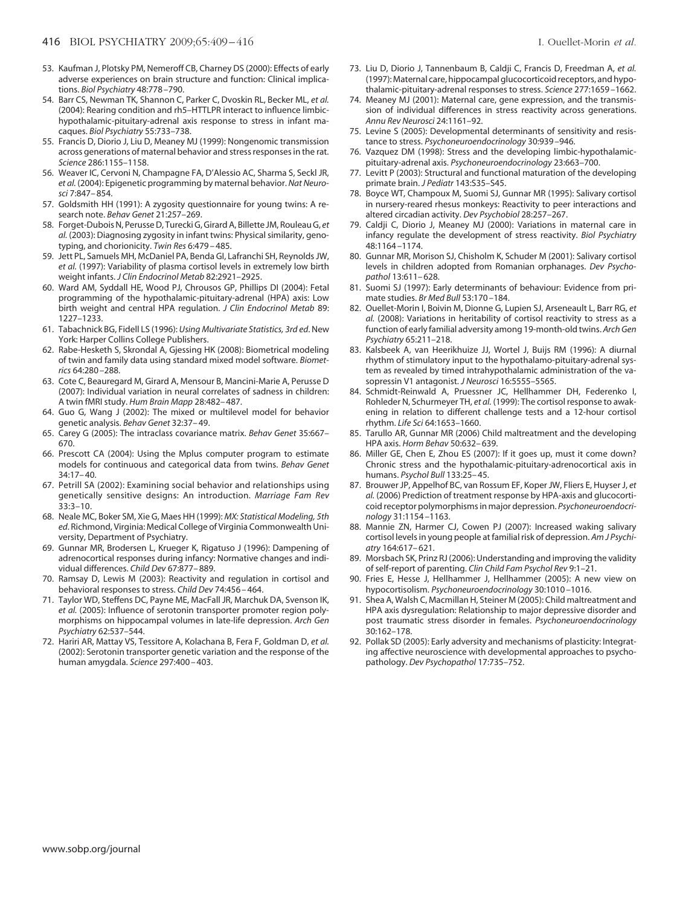53. Kaufman J, Plotsky PM, Nemeroff CB, Charney DS (2000): Effects of early adverse experiences on brain structure and function: Clinical implications. *Biol Psychiatry* 48:778–790.
54. Barr CS, Newman TK, Shannon C, Parker C, Dvoskin RL, Becker ML, *et al.* (2004): Rearing condition and rh5–HTTLPR interact to influence limbic-hypothalamic-pituitary-adrenal axis response to stress in infant macaques. *Biol Psychiatry* 55:733–738.
55. Francis D, Diorio J, Liu D, Meaney MJ (1999): Nongenomic transmission across generations of maternal behavior and stress responses in the rat. *Science* 286:1155–1158.
56. Weaver IC, Cervoni N, Champagne FA, D'Alessio AC, Sharma S, Seckl JR, *et al.* (2004): Epigenetic programming by maternal behavior. *Nat Neurosci* 7:847–854.
57. Goldsmith HH (1991): A zygosity questionnaire for young twins: A research note. *Behav Genet* 21:257–269.
58. Forget-Dubois N, Perusse D, Turecki G, Girard A, Billette JM, Rouleau G, *et al.* (2003): Diagnosing zygosity in infant twins: Physical similarity, genotyping, and chorionicity. *Twin Res* 6:479–485.
59. Jett PL, Samuels MH, McDaniel PA, Benda GI, Lafranchi SH, Reynolds JW, *et al.* (1997): Variability of plasma cortisol levels in extremely low birth weight infants. *J Clin Endocrinol Metab* 82:2921–2925.
60. Ward AM, Syddall HE, Wood PJ, Chrousos GP, Phillips DI (2004): Fetal programming of the hypothalamic-pituitary-adrenal (HPA) axis: Low birth weight and central HPA regulation. *J Clin Endocrinol Metab* 89: 1227–1233.
61. Tabachnick BG, Fidell LS (1996): *Using Multivariate Statistics, 3rd ed*. New York: Harper Collins College Publishers.
62. Rabe-Hesketh S, Skrondal A, Gjessing HK (2008): Biometrical modeling of twin and family data using standard mixed model software. *Biometrics* 64:280–288.
63. Cote C, Beauregard M, Girard A, Mensour B, Mancini-Marie A, Perusse D (2007): Individual variation in neural correlates of sadness in children: A twin fMRI study. *Hum Brain Mapp* 28:482–487.
64. Guo G, Wang J (2002): The mixed or multilevel model for behavior genetic analysis. *Behav Genet* 32:37–49.
65. Carey G (2005): The intraclass covariance matrix. *Behav Genet* 35:667–670.
66. Prescott CA (2004): Using the Mplus computer program to estimate models for continuous and categorical data from twins. *Behav Genet* 34:17–40.
67. Petrill SA (2002): Examining social behavior and relationships using genetically sensitive designs: An introduction. *Marriage Fam Rev* 33:3–10.
68. Neale MC, Boker SM, Xie G, Maes HH (1999): *MX: Statistical Modeling, 5th ed*. Richmond, Virginia: Medical College of Virginia Commonwealth University, Department of Psychiatry.
69. Gunnar MR, Brodersen L, Krueger K, Rigatuso J (1996): Dampening of adrenocortical responses during infancy: Normative changes and individual differences. *Child Dev* 67:877–889.
70. Ramsay D, Lewis M (2003): Reactivity and regulation in cortisol and behavioral responses to stress. *Child Dev* 74:456–464.
71. Taylor WD, Steffens DC, Payne ME, MacFall JR, Marchuk DA, Svenson IK, *et al.* (2005): Influence of serotonin transporter promoter region polymorphisms on hippocampal volumes in late-life depression. *Arch Gen Psychiatry* 62:537–544.
72. Hariri AR, Mattay VS, Tessitore A, Kolachana B, Fera F, Goldman D, *et al.* (2002): Serotonin transporter genetic variation and the response of the human amygdala. *Science* 297:400–403.
73. Liu D, Diorio J, Tannenbaum B, Caldji C, Francis D, Freedman A, *et al.* (1997): Maternal care, hippocampal glucocorticoid receptors, and hypothalamic-pituitary-adrenal responses to stress. *Science* 277:1659–1662.
74. Meaney MJ (2001): Maternal care, gene expression, and the transmission of individual differences in stress reactivity across generations. *Annu Rev Neurosci* 24:1161–92.
75. Levine S (2005): Developmental determinants of sensitivity and resistance to stress. *Psychoneuroendocrinology* 30:939–946.
76. Vazquez DM (1998): Stress and the developing limbic-hypothalamic-pituitary-adrenal axis. *Psychoneuroendocrinology* 23:663–700.
77. Levitt P (2003): Structural and functional maturation of the developing primate brain. *J Pediatr* 143:S35–S45.
78. Boyce WT, Champoux M, Suomi SJ, Gunnar MR (1995): Salivary cortisol in nursery-reared rhesus monkeys: Reactivity to peer interactions and altered circadian activity. *Dev Psychobiol* 28:257–267.
79. Caldji C, Diorio J, Meaney MJ (2000): Variations in maternal care in infancy regulate the development of stress reactivity. *Biol Psychiatry* 48:1164–1174.
80. Gunnar MR, Morison SJ, Chisholm K, Schuder M (2001): Salivary cortisol levels in children adopted from Romanian orphanages. *Dev Psychopathol* 13:611–628.
81. Suomi SJ (1997): Early determinants of behaviour: Evidence from primate studies. *Br Med Bull* 53:170–184.
82. Ouellet-Morin I, Boivin M, Dionne G, Lupien SJ, Arseneault L, Barr RG, *et al.* (2008): Variations in heritability of cortisol reactivity to stress as a function of early familial adversity among 19-month-old twins. *Arch Gen Psychiatry* 65:211–218.
83. Kalsbeek A, van Heerikhuize JJ, Wortel J, Buijs RM (1996): A diurnal rhythm of stimulatory input to the hypothalamo-pituitary-adrenal system as revealed by timed intrahypothalamic administration of the vasopressin V1 antagonist. *J Neurosci* 16:5555–5565.
84. Schmidt-Reinwald A, Pruessner JC, Hellhammer DH, Federenko I, Rohleder N, Schurmeyer TH, *et al.* (1999): The cortisol response to awakening in relation to different challenge tests and a 12-hour cortisol rhythm. *Life Sci* 64:1653–1660.
85. Tarullo AR, Gunnar MR (2006) Child maltreatment and the developing HPA axis. *Horm Behav* 50:632–639.
86. Miller GE, Chen E, Zhou ES (2007): If it goes up, must it come down? Chronic stress and the hypothalamic-pituitary-adrenocortical axis in humans. *Psychol Bull* 133:25–45.
87. Brouwer JP, Appelhof BC, van Rossum EF, Koper JW, Fliers E, Huyser J, *et al.* (2006) Prediction of treatment response by HPA-axis and glucocorticoid receptor polymorphisms in major depression. *Psychoneuroendocrinology* 31:1154–1163.
88. Mannie ZN, Harmer CJ, Cowen PJ (2007): Increased waking salivary cortisol levels in young people at familial risk of depression. *Am J Psychiatry* 164:617–621.
89. Morsbach SK, Prinz RJ (2006): Understanding and improving the validity of self-report of parenting. *Clin Child Fam Psychol Rev* 9:1–21.
90. Fries E, Hesse J, Hellhammer J, Hellhammer (2005): A new view on hypocortisolism. *Psychoneuroendocrinology* 30:1010–1016.
91. Shea A, Walsh C, Macmillan H, Steiner M (2005): Child maltreatment and HPA axis dysregulation: Relationship to major depressive disorder and post traumatic stress disorder in females. *Psychoneuroendocrinology* 30:162–178.
92. Pollak SD (2005): Early adversity and mechanisms of plasticity: Integrating affective neuroscience with developmental approaches to psychopathology. *Dev Psychopathol* 17:735–752.